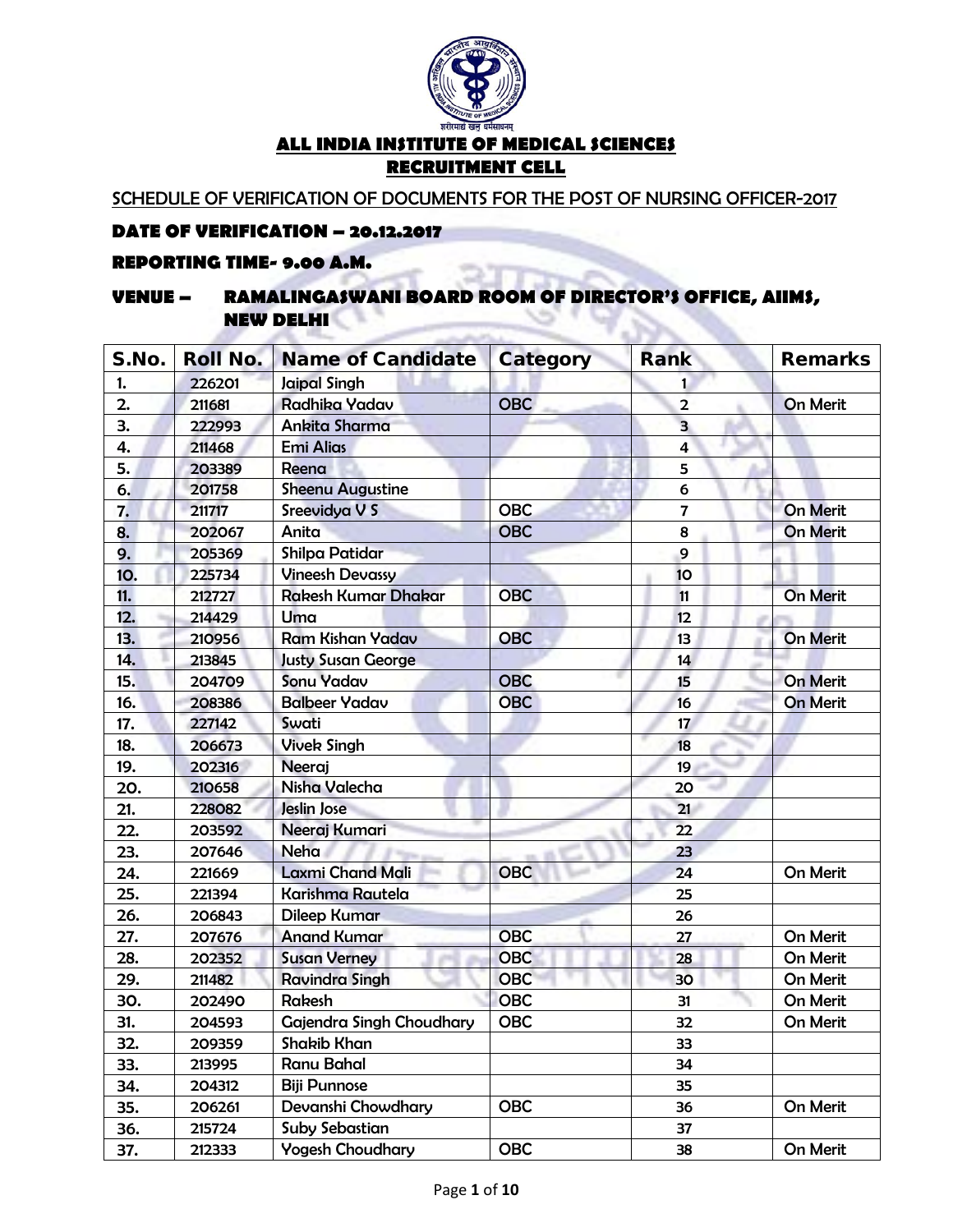## ALL INDIA INSTITUTE OF MEDICAL SCIENCES
## RECRUITMENT CELL

SCHEDULE OF VERIFICATION OF DOCUMENTS FOR THE POST OF NURSING OFFICER-2017

**DATE OF VERIFICATION – 20.12.2017**

**REPORTING TIME- 9.00 A.M.**

**VENUE – RAMALINGASWANI BOARD ROOM OF DIRECTOR'S OFFICE, AIIMS, NEW DELHI**

| S.No. | Roll No. | Name of Candidate | Category | Rank | Remarks |
|---|---|---|---|---|---|
| 1. | 226201 | Jaipal Singh | | 1 | |
| 2. | 211681 | Radhika Yadav | OBC | 2 | On Merit |
| 3. | 222993 | Ankita Sharma | | 3 | |
| 4. | 211468 | Emi Alias | | 4 | |
| 5. | 203389 | Reena | | 5 | |
| 6. | 201758 | Sheenu Augustine | | 6 | |
| 7. | 211717 | Sreevidya V S | OBC | 7 | On Merit |
| 8. | 202067 | Anita | OBC | 8 | On Merit |
| 9. | 205369 | Shilpa Patidar | | 9 | |
| 10. | 225734 | Vineesh Devassy | | 10 | |
| 11. | 212727 | Rakesh Kumar Dhakar | OBC | 11 | On Merit |
| 12. | 214429 | Uma | | 12 | |
| 13. | 210956 | Ram Kishan Yadav | OBC | 13 | On Merit |
| 14. | 213845 | Justy Susan George | | 14 | |
| 15. | 204709 | Sonu Yadav | OBC | 15 | On Merit |
| 16. | 208386 | Balbeer Yadav | OBC | 16 | On Merit |
| 17. | 227142 | Swati | | 17 | |
| 18. | 206673 | Vivek Singh | | 18 | |
| 19. | 202316 | Neeraj | | 19 | |
| 20. | 210658 | Nisha Valecha | | 20 | |
| 21. | 228082 | Jeslin Jose | | 21 | |
| 22. | 203592 | Neeraj Kumari | | 22 | |
| 23. | 207646 | Neha | | 23 | |
| 24. | 221669 | Laxmi Chand Mali | OBC | 24 | On Merit |
| 25. | 221394 | Karishma Rautela | | 25 | |
| 26. | 206843 | Dileep Kumar | | 26 | |
| 27. | 207676 | Anand Kumar | OBC | 27 | On Merit |
| 28. | 202352 | Susan Verney | OBC | 28 | On Merit |
| 29. | 211482 | Ravindra Singh | OBC | 30 | On Merit |
| 30. | 202490 | Rakesh | OBC | 31 | On Merit |
| 31. | 204593 | Gajendra Singh Choudhary | OBC | 32 | On Merit |
| 32. | 209359 | Shakib Khan | | 33 | |
| 33. | 213995 | Ranu Bahal | | 34 | |
| 34. | 204312 | Biji Punnose | | 35 | |
| 35. | 206261 | Devanshi Chowdhary | OBC | 36 | On Merit |
| 36. | 215724 | Suby Sebastian | | 37 | |
| 37. | 212333 | Yogesh Choudhary | OBC | 38 | On Merit |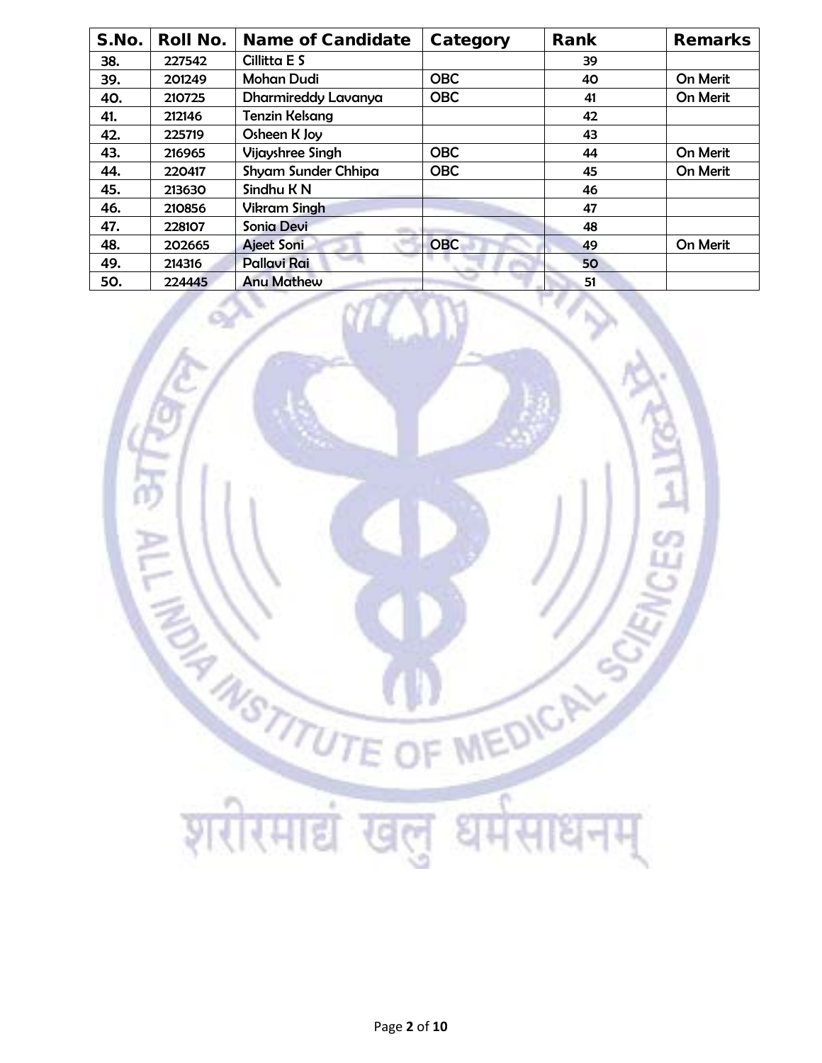| S.No. | Roll No. | Name of Candidate | Category | Rank | Remarks |
|---|---|---|---|---|---|
| 38. | 227542 | Cillitta E S | | 39 | |
| 39. | 201249 | Mohan Dudi | OBC | 40 | On Merit |
| 40. | 210725 | Dharmireddy Lavanya | OBC | 41 | On Merit |
| 41. | 212146 | Tenzin Kelsang | | 42 | |
| 42. | 225719 | Osheen K Joy | | 43 | |
| 43. | 216965 | Vijayshree Singh | OBC | 44 | On Merit |
| 44. | 220417 | Shyam Sunder Chhipa | OBC | 45 | On Merit |
| 45. | 213630 | Sindhu K N | | 46 | |
| 46. | 210856 | Vikram Singh | | 47 | |
| 47. | 228107 | Sonia Devi | | 48 | |
| 48. | 202665 | Ajeet Soni | OBC | 49 | On Merit |
| 49. | 214316 | Pallavi Rai | | 50 | |
| 50. | 224445 | Anu Mathew | | 51 | |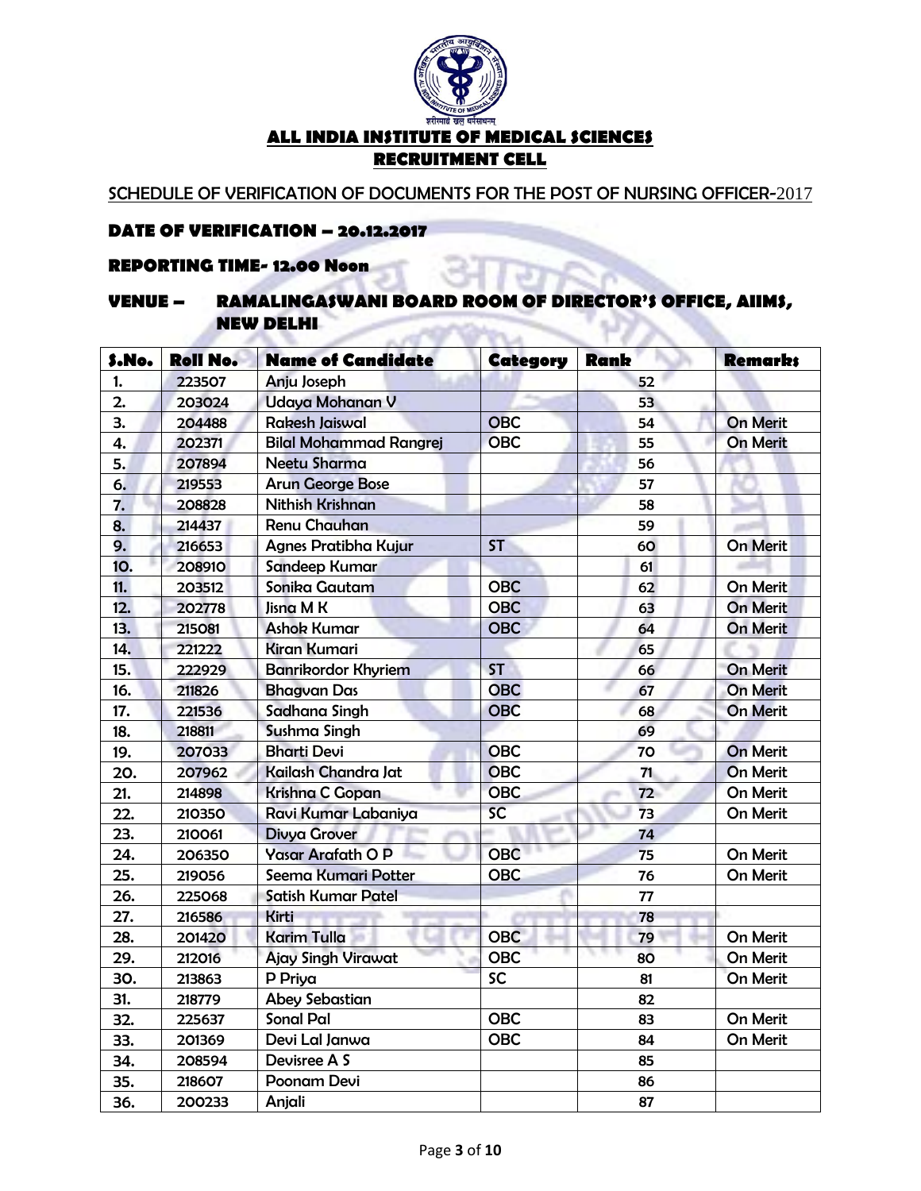# ALL INDIA INSTITUTE OF MEDICAL SCIENCES

## RECRUITMENT CELL

SCHEDULE OF VERIFICATION OF DOCUMENTS FOR THE POST OF NURSING OFFICER-2017

**DATE OF VERIFICATION – 20.12.2017**

**REPORTING TIME- 12.00 Noon**

**VENUE – RAMALINGASWANI BOARD ROOM OF DIRECTOR'S OFFICE, AIIMS, NEW DELHI**

| S.No. | Roll No. | Name of Candidate | Category | Rank | Remarks |
|---|---|---|---|---|---|
| 1. | 223507 | Anju Joseph | | 52 | |
| 2. | 203024 | Udaya Mohanan V | | 53 | |
| 3. | 204488 | Rakesh Jaiswal | OBC | 54 | On Merit |
| 4. | 202371 | Bilal Mohammad Rangrej | OBC | 55 | On Merit |
| 5. | 207894 | Neetu Sharma | | 56 | |
| 6. | 219553 | Arun George Bose | | 57 | |
| 7. | 208828 | Nithish Krishnan | | 58 | |
| 8. | 214437 | Renu Chauhan | | 59 | |
| 9. | 216653 | Agnes Pratibha Kujur | ST | 60 | On Merit |
| 10. | 208910 | Sandeep Kumar | | 61 | |
| 11. | 203512 | Sonika Gautam | OBC | 62 | On Merit |
| 12. | 202778 | Jisna M K | OBC | 63 | On Merit |
| 13. | 215081 | Ashok Kumar | OBC | 64 | On Merit |
| 14. | 221222 | Kiran Kumari | | 65 | |
| 15. | 222929 | Banrikordor Khyriem | ST | 66 | On Merit |
| 16. | 211826 | Bhagvan Das | OBC | 67 | On Merit |
| 17. | 221536 | Sadhana Singh | OBC | 68 | On Merit |
| 18. | 218811 | Sushma Singh | | 69 | |
| 19. | 207033 | Bharti Devi | OBC | 70 | On Merit |
| 20. | 207962 | Kailash Chandra Jat | OBC | 71 | On Merit |
| 21. | 214898 | Krishna C Gopan | OBC | 72 | On Merit |
| 22. | 210350 | Ravi Kumar Labaniya | SC | 73 | On Merit |
| 23. | 210061 | Divya Grover | | 74 | |
| 24. | 206350 | Yasar Arafath O P | OBC | 75 | On Merit |
| 25. | 219056 | Seema Kumari Potter | OBC | 76 | On Merit |
| 26. | 225068 | Satish Kumar Patel | | 77 | |
| 27. | 216586 | Kirti | | 78 | |
| 28. | 201420 | Karim Tulla | OBC | 79 | On Merit |
| 29. | 212016 | Ajay Singh Virawat | OBC | 80 | On Merit |
| 30. | 213863 | P Priya | SC | 81 | On Merit |
| 31. | 218779 | Abey Sebastian | | 82 | |
| 32. | 225637 | Sonal Pal | OBC | 83 | On Merit |
| 33. | 201369 | Devi Lal Janwa | OBC | 84 | On Merit |
| 34. | 208594 | Devisree A S | | 85 | |
| 35. | 218607 | Poonam Devi | | 86 | |
| 36. | 200233 | Anjali | | 87 | |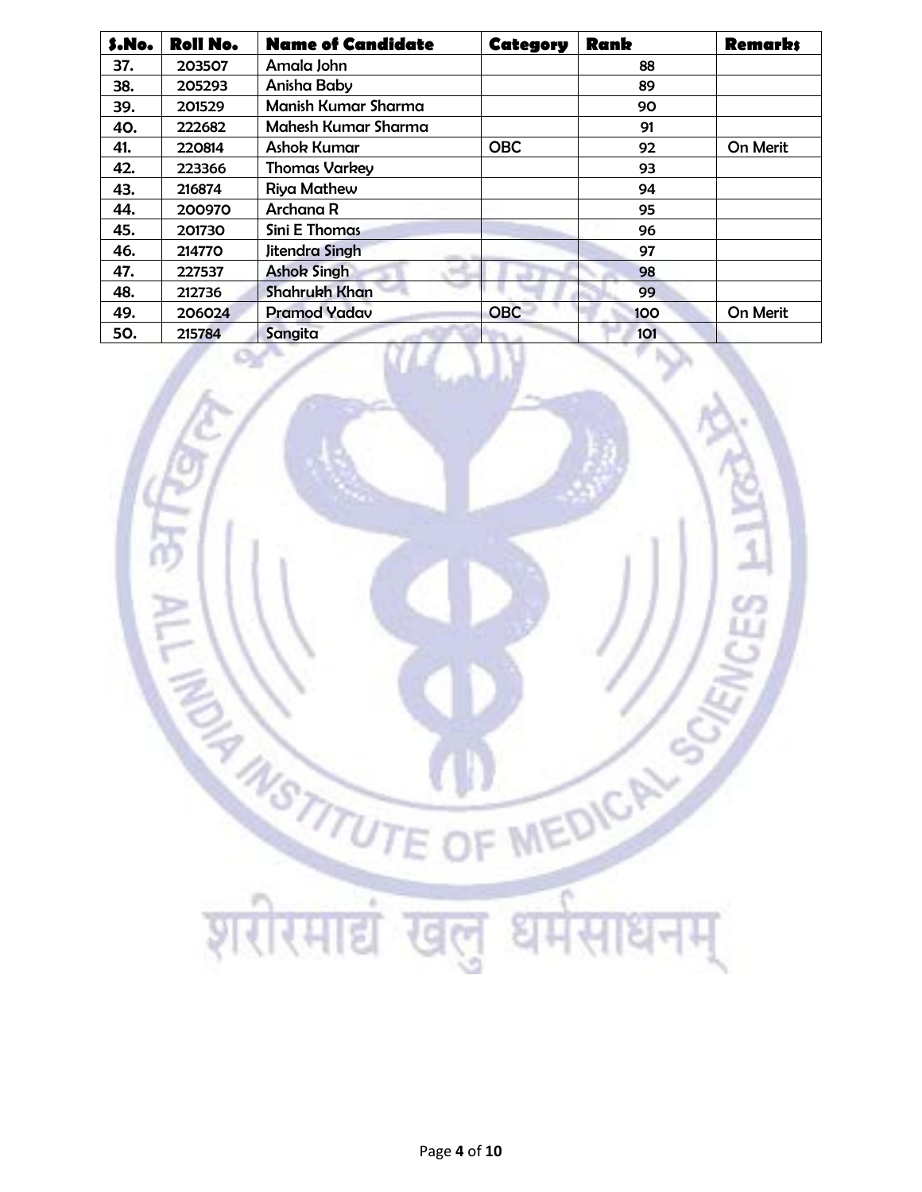| S.No. | Roll No. | Name of Candidate | Category | Rank | Remarks |
|---|---|---|---|---|---|
| 37. | 203507 | Amala John | | 88 | |
| 38. | 205293 | Anisha Baby | | 89 | |
| 39. | 201529 | Manish Kumar Sharma | | 90 | |
| 40. | 222682 | Mahesh Kumar Sharma | | 91 | |
| 41. | 220814 | Ashok Kumar | OBC | 92 | On Merit |
| 42. | 223366 | Thomas Varkey | | 93 | |
| 43. | 216874 | Riya Mathew | | 94 | |
| 44. | 200970 | Archana R | | 95 | |
| 45. | 201730 | Sini E Thomas | | 96 | |
| 46. | 214770 | Jitendra Singh | | 97 | |
| 47. | 227537 | Ashok Singh | | 98 | |
| 48. | 212736 | Shahrukh Khan | | 99 | |
| 49. | 206024 | Pramod Yadav | OBC | 100 | On Merit |
| 50. | 215784 | Sangita | | 101 | |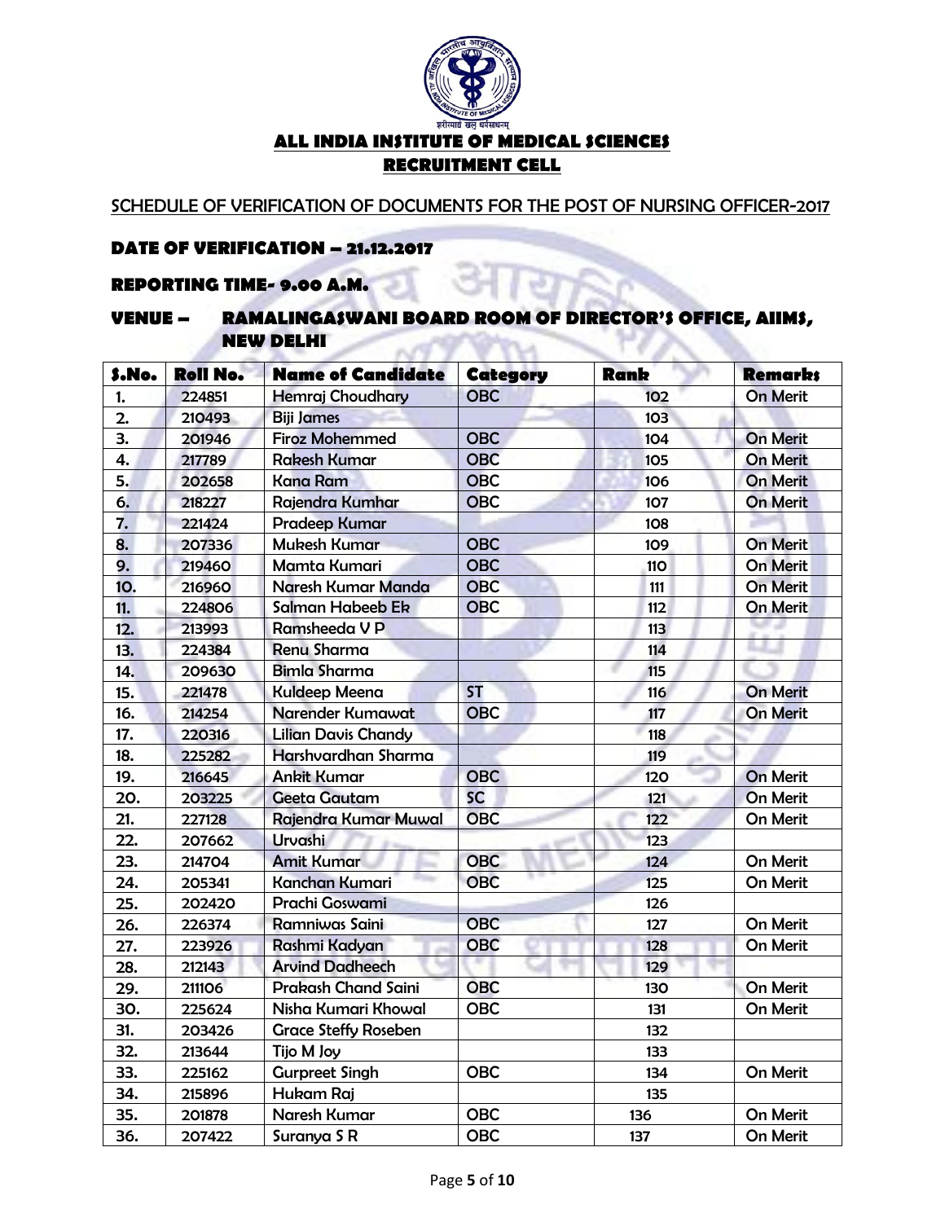# ALL INDIA INSTITUTE OF MEDICAL SCIENCES

## RECRUITMENT CELL

SCHEDULE OF VERIFICATION OF DOCUMENTS FOR THE POST OF NURSING OFFICER-2017

**DATE OF VERIFICATION – 21.12.2017**

**REPORTING TIME- 9.00 A.M.**

**VENUE – RAMALINGASWANI BOARD ROOM OF DIRECTOR'S OFFICE, AIIMS, NEW DELHI**

| S.No. | Roll No. | Name of Candidate | Category | Rank | Remarks |
|---|---|---|---|---|---|
| 1. | 224851 | Hemraj Choudhary | OBC | 102 | On Merit |
| 2. | 210493 | Biji James | | 103 | |
| 3. | 201946 | Firoz Mohemmed | OBC | 104 | On Merit |
| 4. | 217789 | Rakesh Kumar | OBC | 105 | On Merit |
| 5. | 202658 | Kana Ram | OBC | 106 | On Merit |
| 6. | 218227 | Rajendra Kumhar | OBC | 107 | On Merit |
| 7. | 221424 | Pradeep Kumar | | 108 | |
| 8. | 207336 | Mukesh Kumar | OBC | 109 | On Merit |
| 9. | 219460 | Mamta Kumari | OBC | 110 | On Merit |
| 10. | 216960 | Naresh Kumar Manda | OBC | 111 | On Merit |
| 11. | 224806 | Salman Habeeb Ek | OBC | 112 | On Merit |
| 12. | 213993 | Ramsheeda V P | | 113 | |
| 13. | 224384 | Renu Sharma | | 114 | |
| 14. | 209630 | Bimla Sharma | | 115 | |
| 15. | 221478 | Kuldeep Meena | ST | 116 | On Merit |
| 16. | 214254 | Narender Kumawat | OBC | 117 | On Merit |
| 17. | 220316 | Lilian Davis Chandy | | 118 | |
| 18. | 225282 | Harshvardhan Sharma | | 119 | |
| 19. | 216645 | Ankit Kumar | OBC | 120 | On Merit |
| 20. | 203225 | Geeta Gautam | SC | 121 | On Merit |
| 21. | 227128 | Rajendra Kumar Muwal | OBC | 122 | On Merit |
| 22. | 207662 | Urvashi | | 123 | |
| 23. | 214704 | Amit Kumar | OBC | 124 | On Merit |
| 24. | 205341 | Kanchan Kumari | OBC | 125 | On Merit |
| 25. | 202420 | Prachi Goswami | | 126 | |
| 26. | 226374 | Ramniwas Saini | OBC | 127 | On Merit |
| 27. | 223926 | Rashmi Kadyan | OBC | 128 | On Merit |
| 28. | 212143 | Arvind Dadheech | | 129 | |
| 29. | 211106 | Prakash Chand Saini | OBC | 130 | On Merit |
| 30. | 225624 | Nisha Kumari Khowal | OBC | 131 | On Merit |
| 31. | 203426 | Grace Steffy Roseben | | 132 | |
| 32. | 213644 | Tijo M Joy | | 133 | |
| 33. | 225162 | Gurpreet Singh | OBC | 134 | On Merit |
| 34. | 215896 | Hukam Raj | | 135 | |
| 35. | 201878 | Naresh Kumar | OBC | 136 | On Merit |
| 36. | 207422 | Suranya S R | OBC | 137 | On Merit |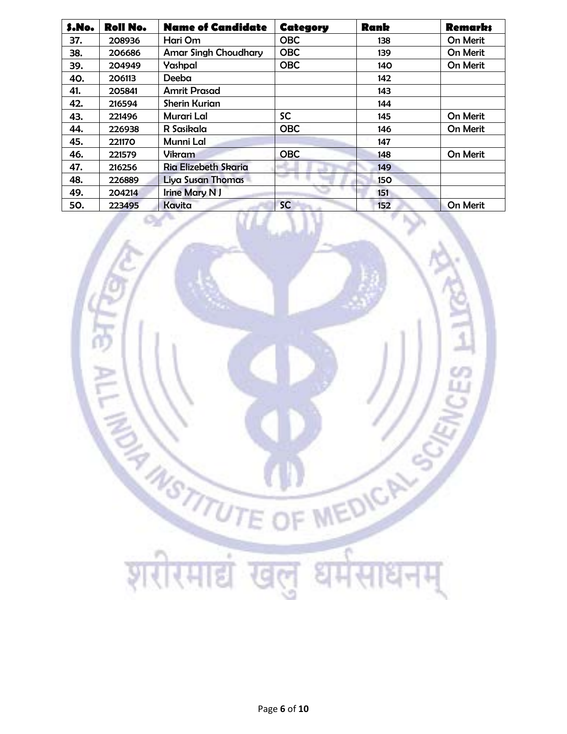| S.No. | Roll No. | Name of Candidate | Category | Rank | Remarks |
|---|---|---|---|---|---|
| 37. | 208936 | Hari Om | OBC | 138 | On Merit |
| 38. | 206686 | Amar Singh Choudhary | OBC | 139 | On Merit |
| 39. | 204949 | Yashpal | OBC | 140 | On Merit |
| 40. | 206113 | Deeba | | 142 | |
| 41. | 205841 | Amrit Prasad | | 143 | |
| 42. | 216594 | Sherin Kurian | | 144 | |
| 43. | 221496 | Murari Lal | SC | 145 | On Merit |
| 44. | 226938 | R Sasikala | OBC | 146 | On Merit |
| 45. | 221170 | Munni Lal | | 147 | |
| 46. | 221579 | Vikram | OBC | 148 | On Merit |
| 47. | 216256 | Ria Elizebeth Skaria | | 149 | |
| 48. | 226889 | Liya Susan Thomas | | 150 | |
| 49. | 204214 | Irine Mary N J | | 151 | |
| 50. | 223495 | Kavita | SC | 152 | On Merit |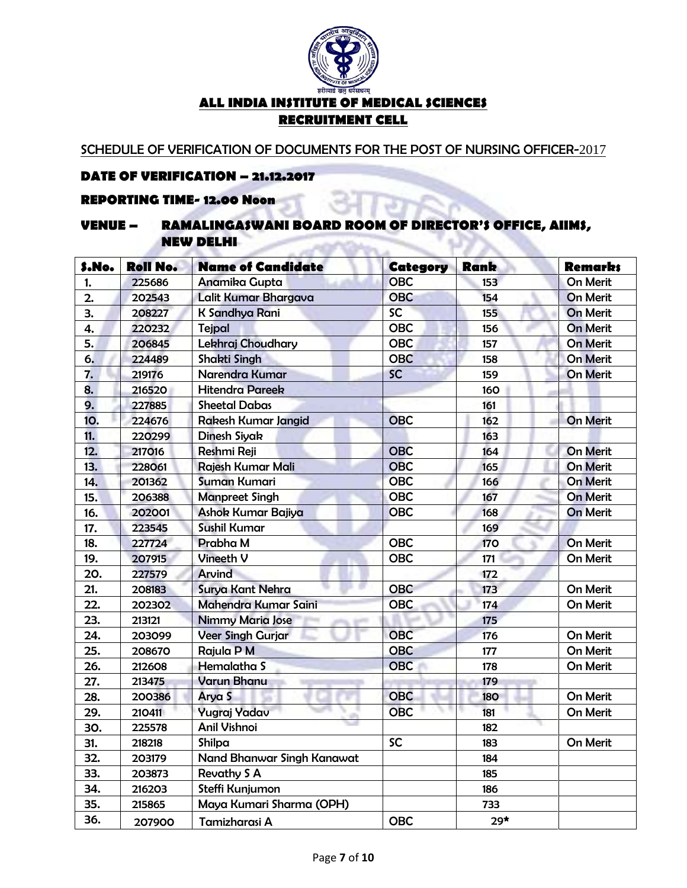**ALL INDIA INSTITUTE OF MEDICAL SCIENCES**

**RECRUITMENT CELL**

SCHEDULE OF VERIFICATION OF DOCUMENTS FOR THE POST OF NURSING OFFICER-2017

**DATE OF VERIFICATION – 21.12.2017**

**REPORTING TIME- 12.00 Noon**

**VENUE – RAMALINGASWANI BOARD ROOM OF DIRECTOR'S OFFICE, AIIMS, NEW DELHI**

| S.No. | Roll No. | Name of Candidate | Category | Rank | Remarks |
|---|---|---|---|---|---|
| 1. | 225686 | Anamika Gupta | OBC | 153 | On Merit |
| 2. | 202543 | Lalit Kumar Bhargava | OBC | 154 | On Merit |
| 3. | 208227 | K Sandhya Rani | SC | 155 | On Merit |
| 4. | 220232 | Tejpal | OBC | 156 | On Merit |
| 5. | 206845 | Lekhraj Choudhary | OBC | 157 | On Merit |
| 6. | 224489 | Shakti Singh | OBC | 158 | On Merit |
| 7. | 219176 | Narendra Kumar | SC | 159 | On Merit |
| 8. | 216520 | Hitendra Pareek | | 160 | |
| 9. | 227885 | Sheetal Dabas | | 161 | |
| 10. | 224676 | Rakesh Kumar Jangid | OBC | 162 | On Merit |
| 11. | 220299 | Dinesh Siyak | | 163 | |
| 12. | 217016 | Reshmi Reji | OBC | 164 | On Merit |
| 13. | 228061 | Rajesh Kumar Mali | OBC | 165 | On Merit |
| 14. | 201362 | Suman Kumari | OBC | 166 | On Merit |
| 15. | 206388 | Manpreet Singh | OBC | 167 | On Merit |
| 16. | 202001 | Ashok Kumar Bajiya | OBC | 168 | On Merit |
| 17. | 223545 | Sushil Kumar | | 169 | |
| 18. | 227724 | Prabha M | OBC | 170 | On Merit |
| 19. | 207915 | Vineeth V | OBC | 171 | On Merit |
| 20. | 227579 | Arvind | | 172 | |
| 21. | 208183 | Surya Kant Nehra | OBC | 173 | On Merit |
| 22. | 202302 | Mahendra Kumar Saini | OBC | 174 | On Merit |
| 23. | 213121 | Nimmy Maria Jose | | 175 | |
| 24. | 203099 | Veer Singh Gurjar | OBC | 176 | On Merit |
| 25. | 208670 | Rajula P M | OBC | 177 | On Merit |
| 26. | 212608 | Hemalatha S | OBC | 178 | On Merit |
| 27. | 213475 | Varun Bhanu | | 179 | |
| 28. | 200386 | Arya S | OBC | 180 | On Merit |
| 29. | 210411 | Yugraj Yadav | OBC | 181 | On Merit |
| 30. | 225578 | Anil Vishnoi | | 182 | |
| 31. | 218218 | Shilpa | SC | 183 | On Merit |
| 32. | 203179 | Nand Bhanwar Singh Kanawat | | 184 | |
| 33. | 203873 | Revathy S A | | 185 | |
| 34. | 216203 | Steffi Kunjumon | | 186 | |
| 35. | 215865 | Maya Kumari Sharma (OPH) | | 733 | |
| 36. | 207900 | Tamizharasi A | OBC | 29* | |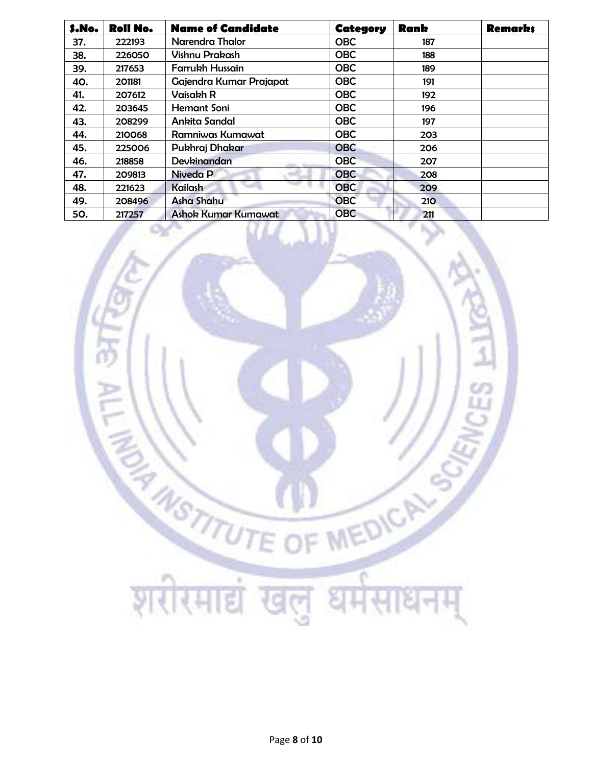| S.No. | Roll No. | Name of Candidate | Category | Rank | Remarks |
|---|---|---|---|---|---|
| 37. | 222193 | Narendra Thalor | OBC | 187 | |
| 38. | 226050 | Vishnu Prakash | OBC | 188 | |
| 39. | 217653 | Farrukh Hussain | OBC | 189 | |
| 40. | 201181 | Gajendra Kumar Prajapat | OBC | 191 | |
| 41. | 207612 | Vaisakh R | OBC | 192 | |
| 42. | 203645 | Hemant Soni | OBC | 196 | |
| 43. | 208299 | Ankita Sandal | OBC | 197 | |
| 44. | 210068 | Ramniwas Kumawat | OBC | 203 | |
| 45. | 225006 | Pukhraj Dhakar | OBC | 206 | |
| 46. | 218858 | Devkinandan | OBC | 207 | |
| 47. | 209813 | Niveda P | OBC | 208 | |
| 48. | 221623 | Kailash | OBC | 209 | |
| 49. | 208496 | Asha Shahu | OBC | 210 | |
| 50. | 217257 | Ashok Kumar Kumawat | OBC | 211 | |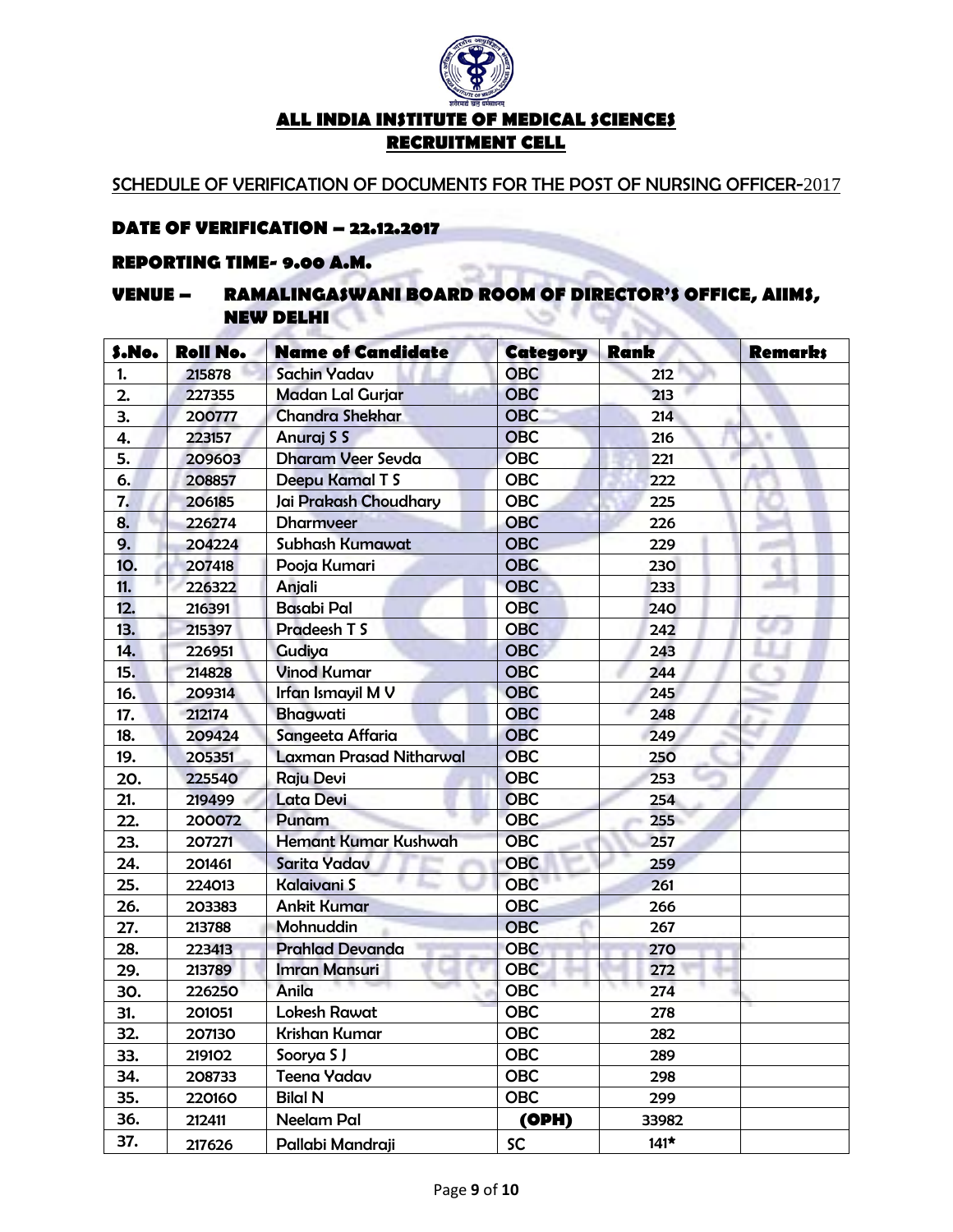# ALL INDIA INSTITUTE OF MEDICAL SCIENCES
## RECRUITMENT CELL

SCHEDULE OF VERIFICATION OF DOCUMENTS FOR THE POST OF NURSING OFFICER-2017

**DATE OF VERIFICATION – 22.12.2017**

**REPORTING TIME- 9.00 A.M.**

**VENUE – RAMALINGASWANI BOARD ROOM OF DIRECTOR'S OFFICE, AIIMS, NEW DELHI**

| S.No. | Roll No. | Name of Candidate | Category | Rank | Remarks |
|---|---|---|---|---|---|
| 1. | 215878 | Sachin Yadav | OBC | 212 | |
| 2. | 227355 | Madan Lal Gurjar | OBC | 213 | |
| 3. | 200777 | Chandra Shekhar | OBC | 214 | |
| 4. | 223157 | Anuraj S S | OBC | 216 | |
| 5. | 209603 | Dharam Veer Sevda | OBC | 221 | |
| 6. | 208857 | Deepu Kamal T S | OBC | 222 | |
| 7. | 206185 | Jai Prakash Choudhary | OBC | 225 | |
| 8. | 226274 | Dharmveer | OBC | 226 | |
| 9. | 204224 | Subhash Kumawat | OBC | 229 | |
| 10. | 207418 | Pooja Kumari | OBC | 230 | |
| 11. | 226322 | Anjali | OBC | 233 | |
| 12. | 216391 | Basabi Pal | OBC | 240 | |
| 13. | 215397 | Pradeesh T S | OBC | 242 | |
| 14. | 226951 | Gudiya | OBC | 243 | |
| 15. | 214828 | Vinod Kumar | OBC | 244 | |
| 16. | 209314 | Irfan Ismayil M V | OBC | 245 | |
| 17. | 212174 | Bhagwati | OBC | 248 | |
| 18. | 209424 | Sangeeta Affaria | OBC | 249 | |
| 19. | 205351 | Laxman Prasad Nitharwal | OBC | 250 | |
| 20. | 225540 | Raju Devi | OBC | 253 | |
| 21. | 219499 | Lata Devi | OBC | 254 | |
| 22. | 200072 | Punam | OBC | 255 | |
| 23. | 207271 | Hemant Kumar Kushwah | OBC | 257 | |
| 24. | 201461 | Sarita Yadav | OBC | 259 | |
| 25. | 224013 | Kalaivani S | OBC | 261 | |
| 26. | 203383 | Ankit Kumar | OBC | 266 | |
| 27. | 213788 | Mohnuddin | OBC | 267 | |
| 28. | 223413 | Prahlad Devanda | OBC | 270 | |
| 29. | 213789 | Imran Mansuri | OBC | 272 | |
| 30. | 226250 | Anila | OBC | 274 | |
| 31. | 201051 | Lokesh Rawat | OBC | 278 | |
| 32. | 207130 | Krishan Kumar | OBC | 282 | |
| 33. | 219102 | Soorya S J | OBC | 289 | |
| 34. | 208733 | Teena Yadav | OBC | 298 | |
| 35. | 220160 | Bilal N | OBC | 299 | |
| 36. | 212411 | Neelam Pal | (OPH) | 33982 | |
| 37. | 217626 | Pallabi Mandraji | SC | 141* | |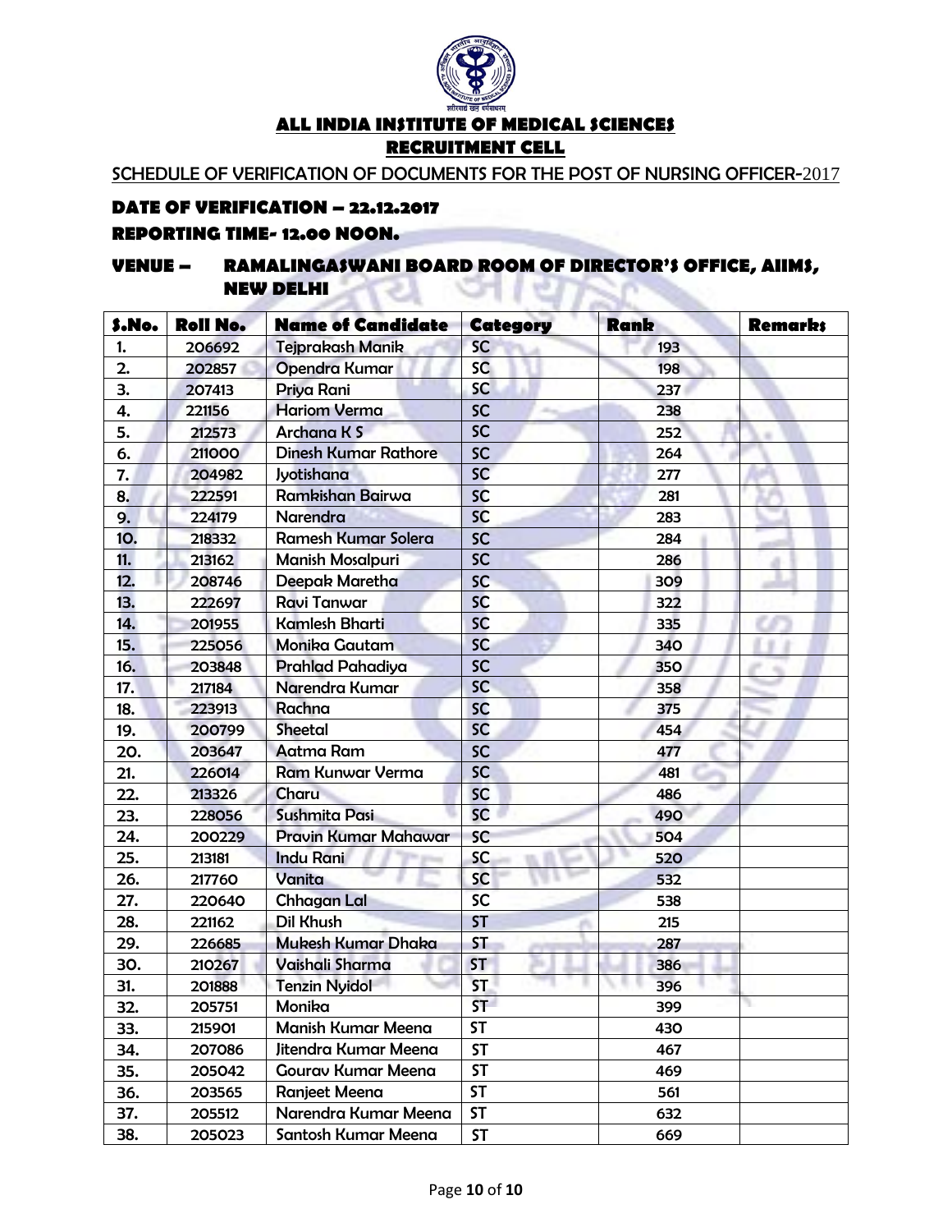# ALL INDIA INSTITUTE OF MEDICAL SCIENCES

## RECRUITMENT CELL

SCHEDULE OF VERIFICATION OF DOCUMENTS FOR THE POST OF NURSING OFFICER-2017

**DATE OF VERIFICATION – 22.12.2017**

**REPORTING TIME- 12.00 NOON.**

**VENUE – RAMALINGASWANI BOARD ROOM OF DIRECTOR'S OFFICE, AIIMS, NEW DELHI**

| S.No. | Roll No. | Name of Candidate | Category | Rank | Remarks |
|---|---|---|---|---|---|
| 1. | 206692 | Tejprakash Manik | SC | 193 | |
| 2. | 202857 | Opendra Kumar | SC | 198 | |
| 3. | 207413 | Priya Rani | SC | 237 | |
| 4. | 221156 | Hariom Verma | SC | 238 | |
| 5. | 212573 | Archana K S | SC | 252 | |
| 6. | 211000 | Dinesh Kumar Rathore | SC | 264 | |
| 7. | 204982 | Jyotishana | SC | 277 | |
| 8. | 222591 | Ramkishan Bairwa | SC | 281 | |
| 9. | 224179 | Narendra | SC | 283 | |
| 10. | 218332 | Ramesh Kumar Solera | SC | 284 | |
| 11. | 213162 | Manish Mosalpuri | SC | 286 | |
| 12. | 208746 | Deepak Maretha | SC | 309 | |
| 13. | 222697 | Ravi Tanwar | SC | 322 | |
| 14. | 201955 | Kamlesh Bharti | SC | 335 | |
| 15. | 225056 | Monika Gautam | SC | 340 | |
| 16. | 203848 | Prahlad Pahadiya | SC | 350 | |
| 17. | 217184 | Narendra Kumar | SC | 358 | |
| 18. | 223913 | Rachna | SC | 375 | |
| 19. | 200799 | Sheetal | SC | 454 | |
| 20. | 203647 | Aatma Ram | SC | 477 | |
| 21. | 226014 | Ram Kunwar Verma | SC | 481 | |
| 22. | 213326 | Charu | SC | 486 | |
| 23. | 228056 | Sushmita Pasi | SC | 490 | |
| 24. | 200229 | Pravin Kumar Mahawar | SC | 504 | |
| 25. | 213181 | Indu Rani | SC | 520 | |
| 26. | 217760 | Vanita | SC | 532 | |
| 27. | 220640 | Chhagan Lal | SC | 538 | |
| 28. | 221162 | Dil Khush | ST | 215 | |
| 29. | 226685 | Mukesh Kumar Dhaka | ST | 287 | |
| 30. | 210267 | Vaishali Sharma | ST | 386 | |
| 31. | 201888 | Tenzin Nyidol | ST | 396 | |
| 32. | 205751 | Monika | ST | 399 | |
| 33. | 215901 | Manish Kumar Meena | ST | 430 | |
| 34. | 207086 | Jitendra Kumar Meena | ST | 467 | |
| 35. | 205042 | Gourav Kumar Meena | ST | 469 | |
| 36. | 203565 | Ranjeet Meena | ST | 561 | |
| 37. | 205512 | Narendra Kumar Meena | ST | 632 | |
| 38. | 205023 | Santosh Kumar Meena | ST | 669 | |